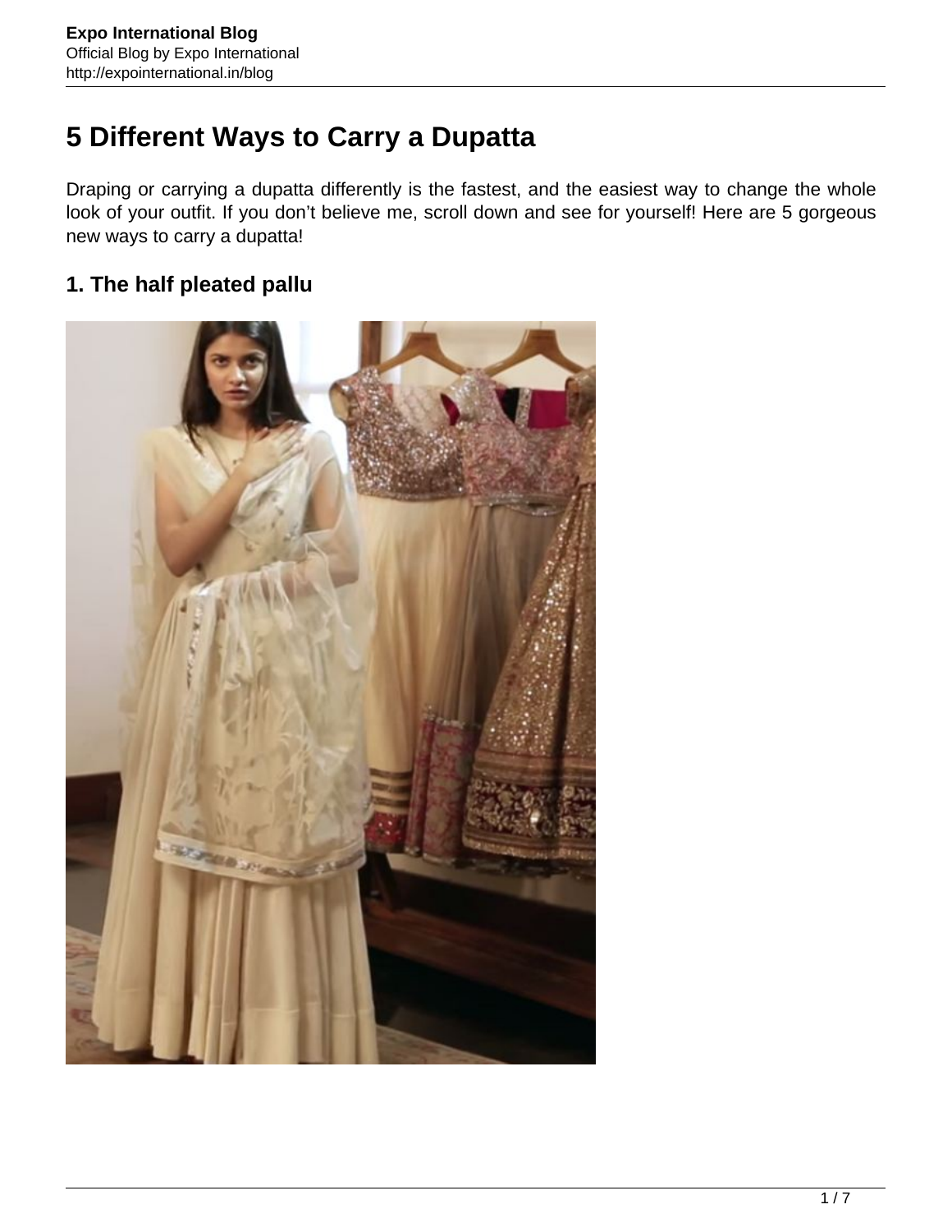# 5 Different Ways to Carry a Dupatta

Draping or carrying a dupatta differently is the fastest, and the easiest way to change the whole look of your outfit. If you don't believe me, scroll down and see for yourself! Here are 5 gorgeous new ways to carry a dupatta!

## 1. The half pleated pallu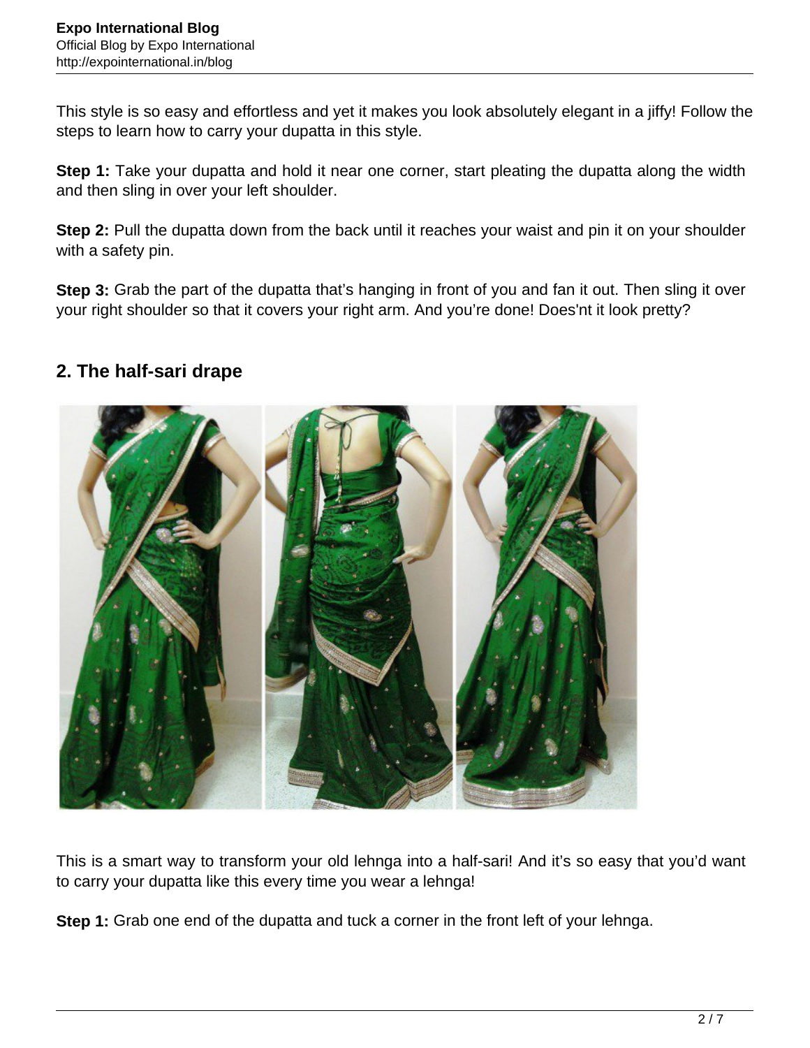This style is so easy and effortless and yet it makes you look absolutely elegant in a jiffy! Follow the steps to learn how to carry your dupatta in this style.

**Step 1:** Take your dupatta and hold it near one corner, start pleating the dupatta along the width and then sling in over your left shoulder.

**Step 2:** Pull the dupatta down from the back until it reaches your waist and pin it on your shoulder with a safety pin.

**Step 3:** Grab the part of the dupatta that's hanging in front of you and fan it out. Then sling it over your right shoulder so that it covers your right arm. And you're done! Does'nt it look pretty?

## 2. The half-sari drape

This is a smart way to transform your old lehnga into a half-sari! And it's so easy that you'd want to carry your dupatta like this every time you wear a lehnga!

**Step 1:** Grab one end of the dupatta and tuck a corner in the front left of your lehnga.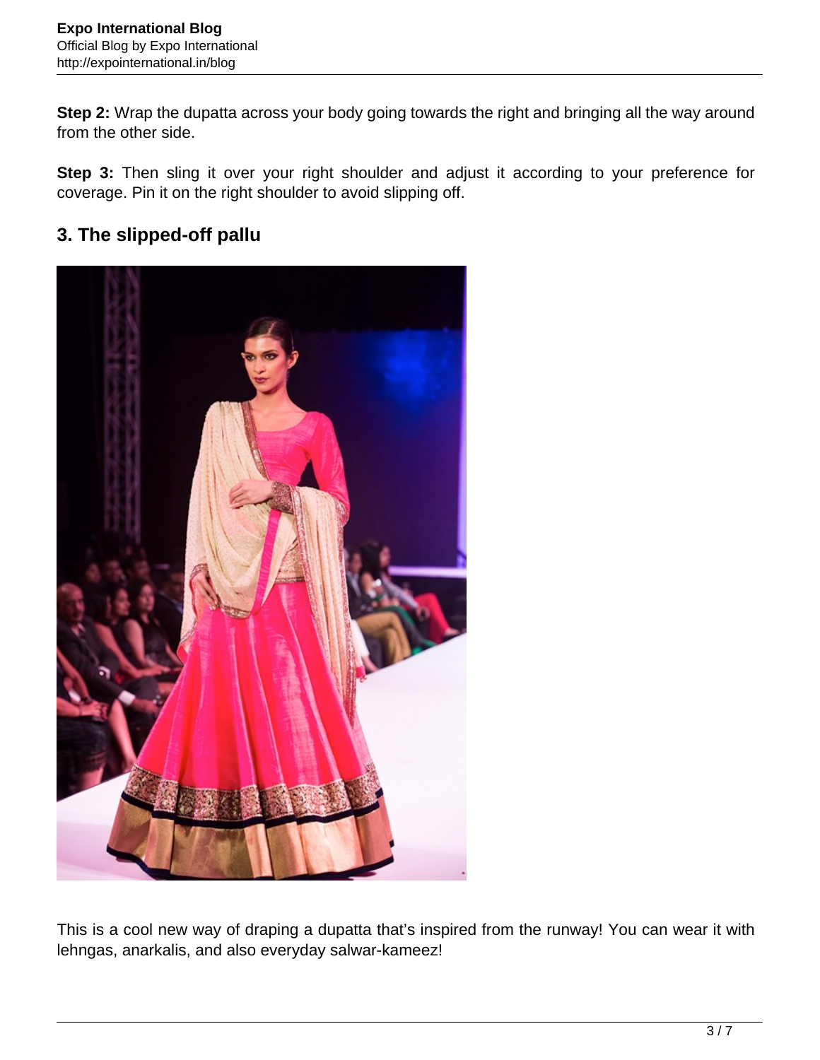**Step 2:** Wrap the dupatta across your body going towards the right and bringing all the way around from the other side.

**Step 3:** Then sling it over your right shoulder and adjust it according to your preference for coverage. Pin it on the right shoulder to avoid slipping off.

## 3. The slipped-off pallu

This is a cool new way of draping a dupatta that's inspired from the runway! You can wear it with lehngas, anarkalis, and also everyday salwar-kameez!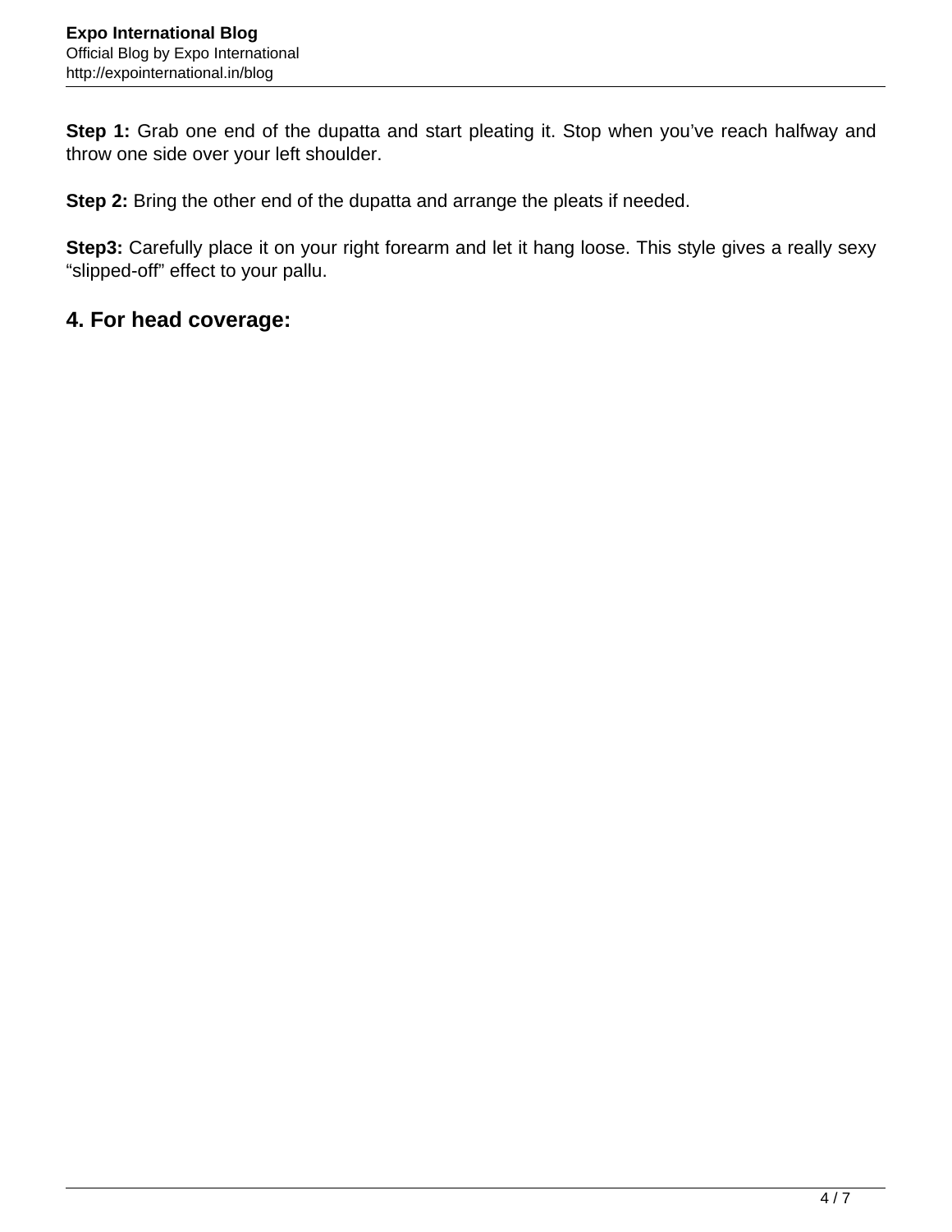**Step 1:** Grab one end of the dupatta and start pleating it. Stop when you've reach halfway and throw one side over your left shoulder.

**Step 2:** Bring the other end of the dupatta and arrange the pleats if needed.

**Step3:** Carefully place it on your right forearm and let it hang loose. This style gives a really sexy "slipped-off" effect to your pallu.

## 4. For head coverage: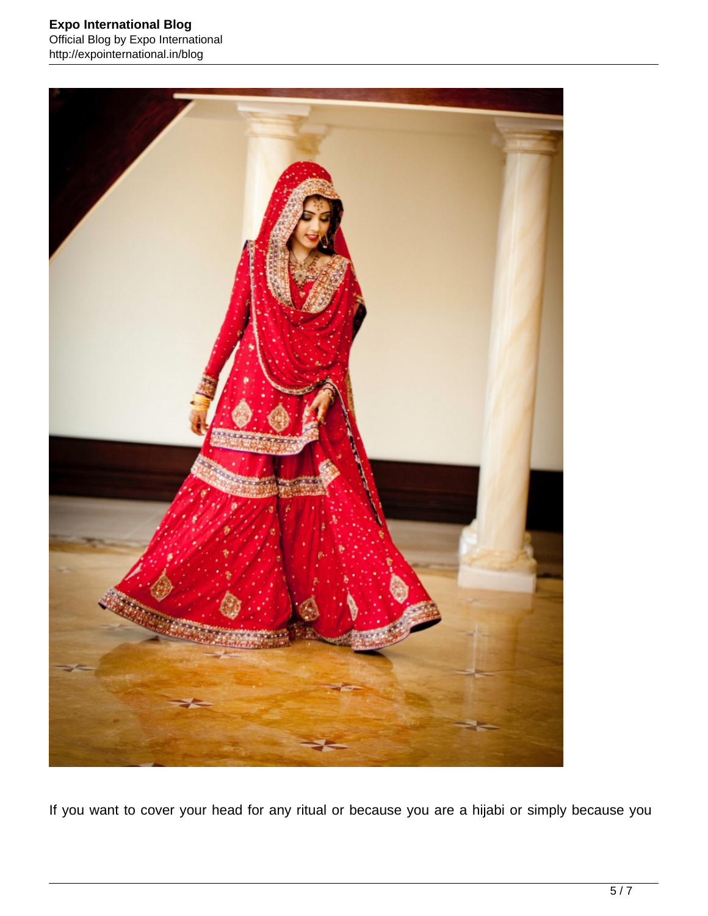If you want to cover your head for any ritual or because you are a hijabi or simply because you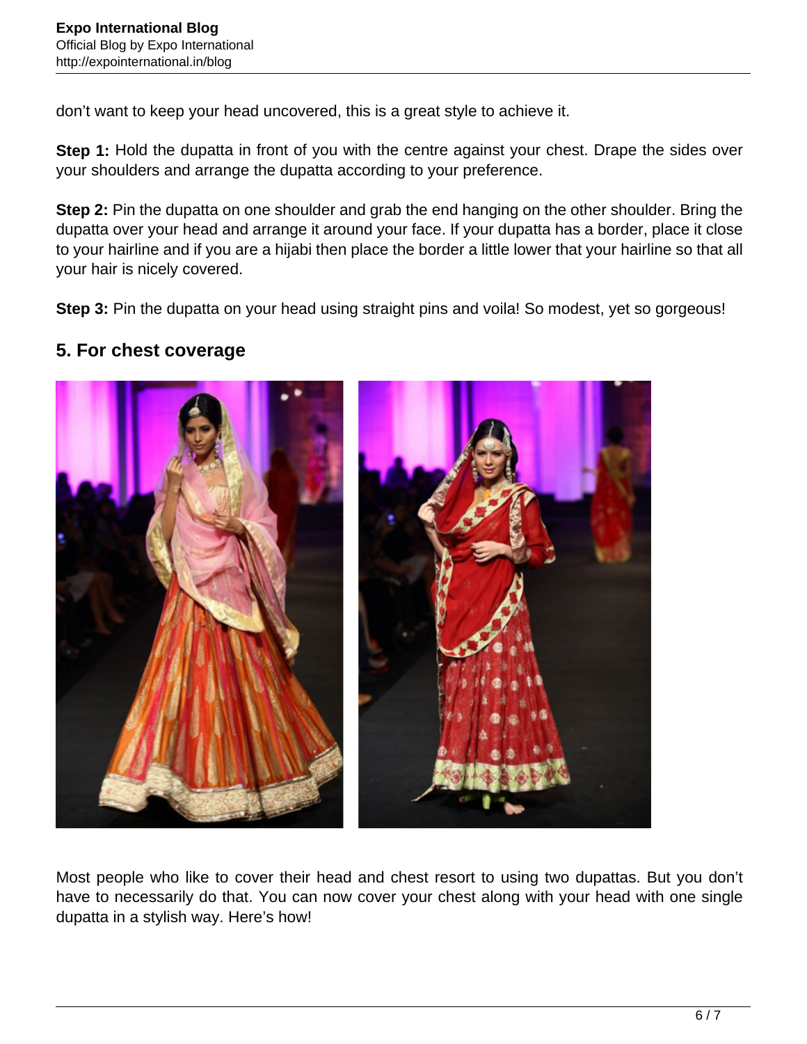don't want to keep your head uncovered, this is a great style to achieve it.

**Step 1:** Hold the dupatta in front of you with the centre against your chest. Drape the sides over your shoulders and arrange the dupatta according to your preference.

**Step 2:** Pin the dupatta on one shoulder and grab the end hanging on the other shoulder. Bring the dupatta over your head and arrange it around your face. If your dupatta has a border, place it close to your hairline and if you are a hijabi then place the border a little lower that your hairline so that all your hair is nicely covered.

**Step 3:** Pin the dupatta on your head using straight pins and voila! So modest, yet so gorgeous!

## 5. For chest coverage

Most people who like to cover their head and chest resort to using two dupattas. But you don't have to necessarily do that. You can now cover your chest along with your head with one single dupatta in a stylish way. Here's how!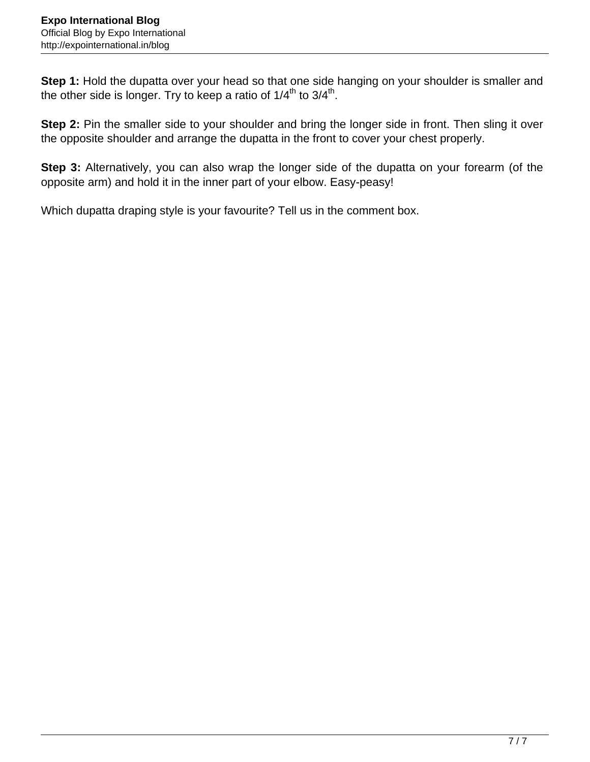**Step 1:** Hold the dupatta over your head so that one side hanging on your shoulder is smaller and the other side is longer. Try to keep a ratio of $1/4^{th}$ to $3/4^{th}$.

**Step 2:** Pin the smaller side to your shoulder and bring the longer side in front. Then sling it over the opposite shoulder and arrange the dupatta in the front to cover your chest properly.

**Step 3:** Alternatively, you can also wrap the longer side of the dupatta on your forearm (of the opposite arm) and hold it in the inner part of your elbow. Easy-peasy!

Which dupatta draping style is your favourite? Tell us in the comment box.